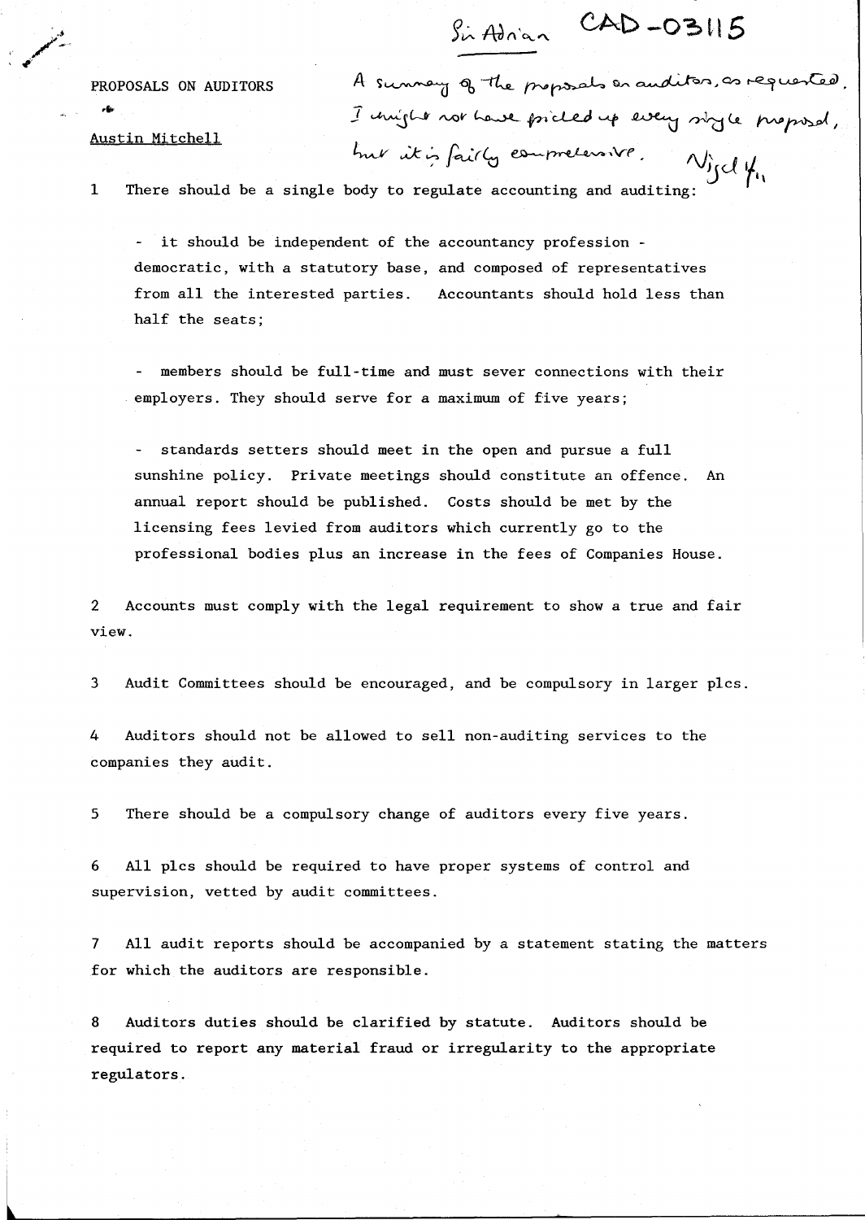Sir Adrian CAD-03115

PROPOSALS ON AUDITORS

Austin Mitchell

A summary of the proposals on auditors, as requested. I might not have picked up every single proposal, but it is fairly comprehensive. Nigel

1 There should be a single body to regulate accounting and auditing:

- it should be independent of the accountancy profession - democratic, with a statutory base, and composed of representatives from all the interested parties. Accountants should hold less than half the seats;

- members should be full-time and must sever connections with their employers. They should serve for a maximum of five years;

- standards setters should meet in the open and pursue a full sunshine policy. Private meetings should constitute an offence. An annual report should be published. Costs should be met by the licensing fees levied from auditors which currently go to the professional bodies plus an increase in the fees of Companies House.

2 Accounts must comply with the legal requirement to show a true and fair view.

3 Audit Committees should be encouraged, and be compulsory in larger plcs.

4 Auditors should not be allowed to sell non-auditing services to the companies they audit.

5 There should be a compulsory change of auditors every five years.

6 All plcs should be required to have proper systems of control and supervision, vetted by audit committees.

7 All audit reports should be accompanied by a statement stating the matters for which the auditors are responsible.

8 Auditors duties should be clarified by statute. Auditors should be required to report any material fraud or irregularity to the appropriate regulators.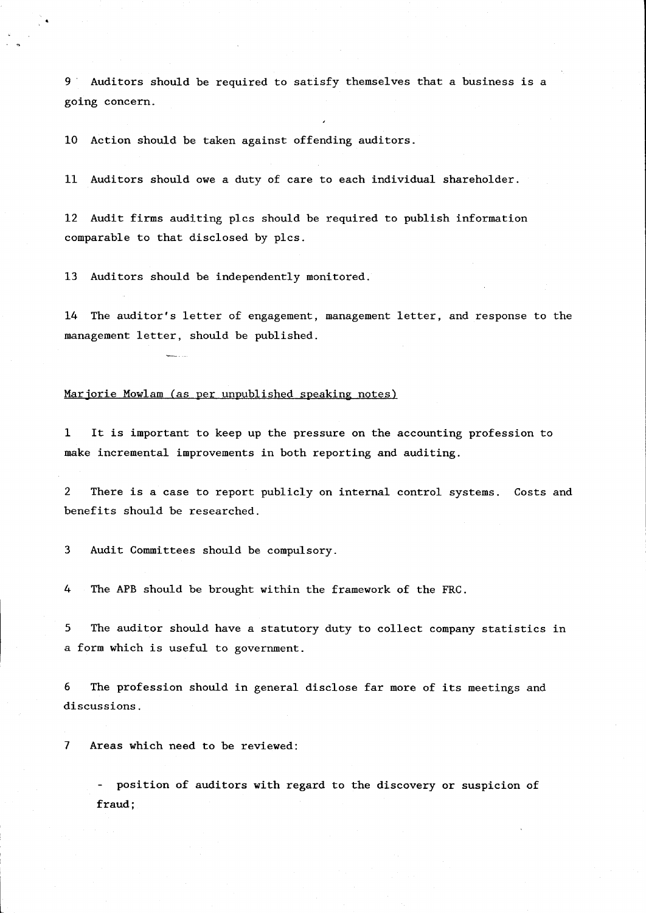9 Auditors should be required to satisfy themselves that a business is a going concern.

10 Action should be taken against offending auditors.

11 Auditors should owe a duty of care to each individual shareholder.

12 Audit firms auditing plcs should be required to publish information comparable to that disclosed by plcs.

13 Auditors should be independently monitored.

14 The auditor's letter of engagement, management letter, and response to the management letter, should be published.

<u>Marjorie Mowlam (as per unpublished speaking notes)</u>

1 It is important to keep up the pressure on the accounting profession to make incremental improvements in both reporting and auditing.

2 There is a case to report publicly on internal control systems. Costs and benefits should be researched.

3 Audit Committees should be compulsory.

4 The APB should be brought within the framework of the FRC.

5 The auditor should have a statutory duty to collect company statistics in a form which is useful to government.

6 The profession should in general disclose far more of its meetings and discussions.

7 Areas which need to be reviewed:

- position of auditors with regard to the discovery or suspicion of fraud;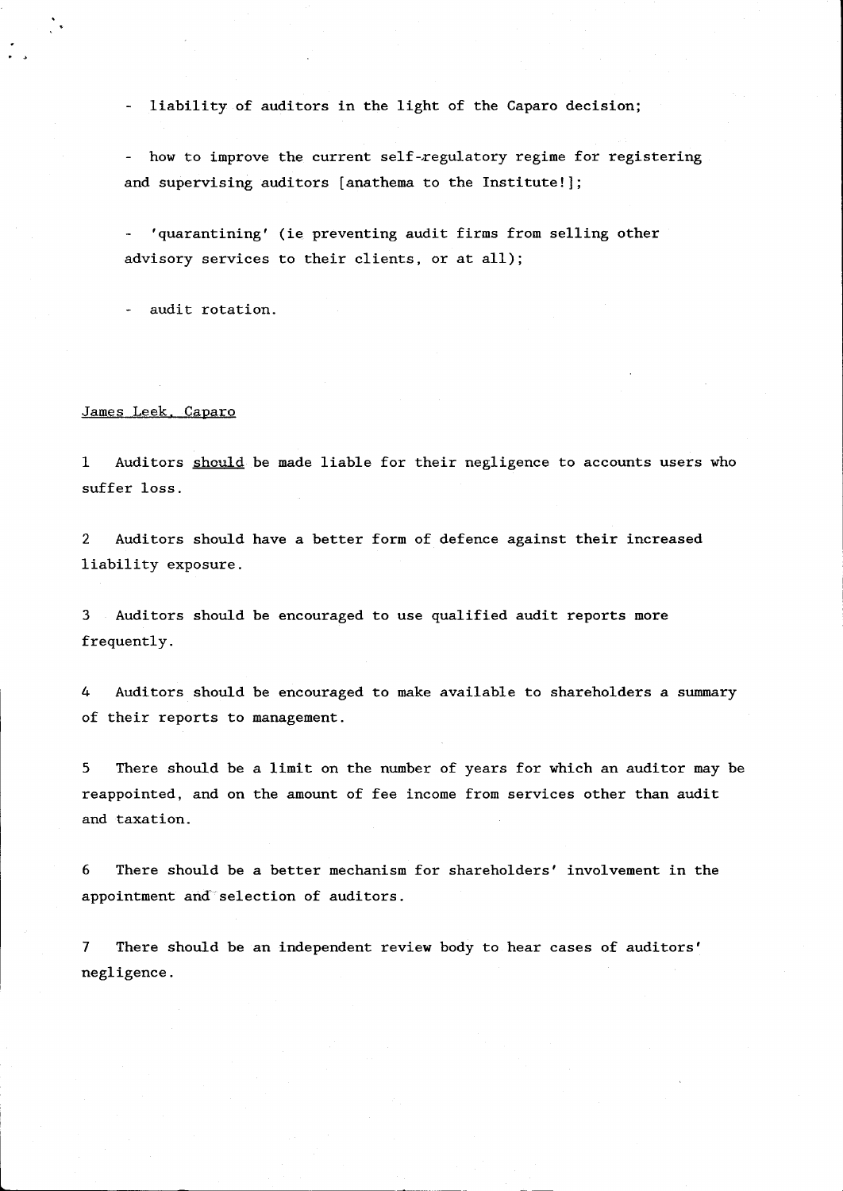- liability of auditors in the light of the Caparo decision;

- how to improve the current self-regulatory regime for registering and supervising auditors [anathema to the Institute!];

- 'quarantining' (ie preventing audit firms from selling other advisory services to their clients, or at all);

- audit rotation.

<u>James Leek, Caparo</u>

1 Auditors <u>should</u> be made liable for their negligence to accounts users who suffer loss.

2 Auditors should have a better form of defence against their increased liability exposure.

3 Auditors should be encouraged to use qualified audit reports more frequently.

4 Auditors should be encouraged to make available to shareholders a summary of their reports to management.

5 There should be a limit on the number of years for which an auditor may be reappointed, and on the amount of fee income from services other than audit and taxation.

6 There should be a better mechanism for shareholders' involvement in the appointment and selection of auditors.

7 There should be an independent review body to hear cases of auditors' negligence.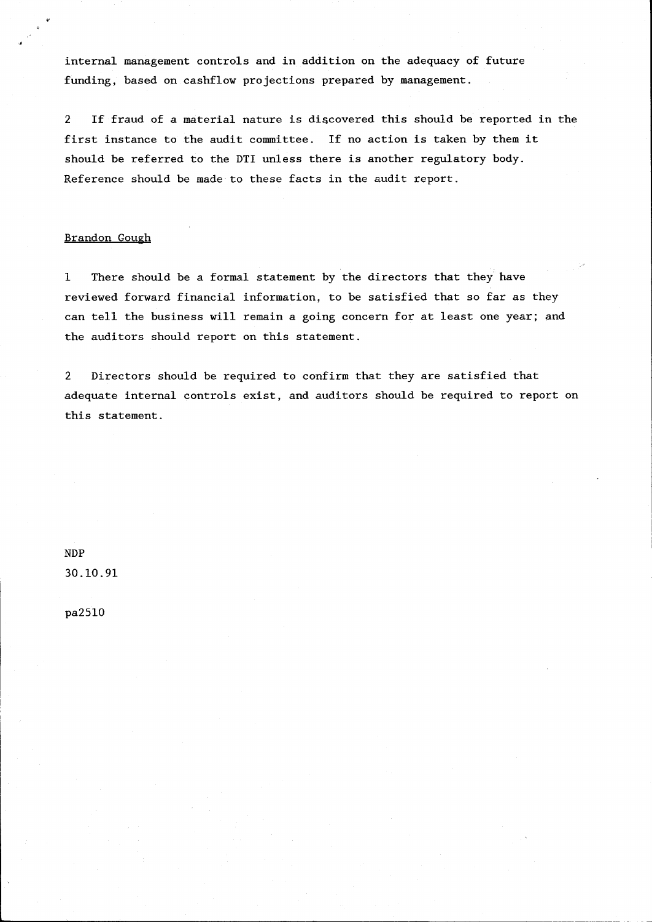internal management controls and in addition on the adequacy of future funding, based on cashflow projections prepared by management.

2 If fraud of a material nature is discovered this should be reported in the first instance to the audit committee. If no action is taken by them it should be referred to the DTI unless there is another regulatory body. Reference should be made to these facts in the audit report.

Brandon Gough

1 There should be a formal statement by the directors that they have reviewed forward financial information, to be satisfied that so far as they can tell the business will remain a going concern for at least one year; and the auditors should report on this statement.

2 Directors should be required to confirm that they are satisfied that adequate internal controls exist, and auditors should be required to report on this statement.

NDP
30.10.91

pa2510